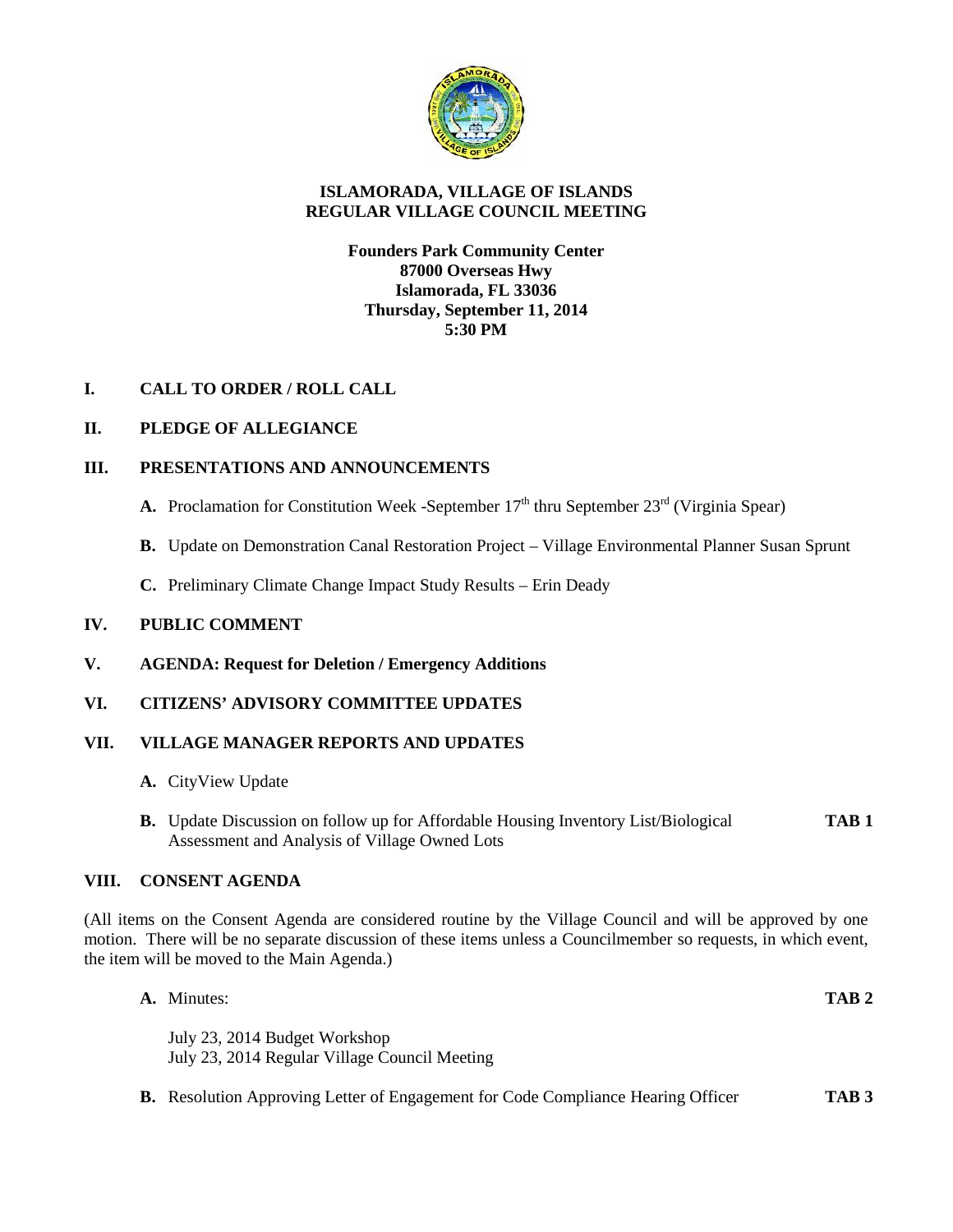# ISLAMORADA, VILLAGE OF ISLANDS
## REGULAR VILLAGE COUNCIL MEETING

**Founders Park Community Center**
**87000 Overseas Hwy**
**Islamorada, FL 33036**
**Thursday, September 11, 2014**
**5:30 PM**

**I. CALL TO ORDER / ROLL CALL**

**II. PLEDGE OF ALLEGIANCE**

**III. PRESENTATIONS AND ANNOUNCEMENTS**

- **A.** Proclamation for Constitution Week -September 17th thru September 23rd (Virginia Spear)
- **B.** Update on Demonstration Canal Restoration Project – Village Environmental Planner Susan Sprunt
- **C.** Preliminary Climate Change Impact Study Results – Erin Deady

**IV. PUBLIC COMMENT**

**V. AGENDA: Request for Deletion / Emergency Additions**

**VI. CITIZENS' ADVISORY COMMITTEE UPDATES**

**VII. VILLAGE MANAGER REPORTS AND UPDATES**

- **A.** CityView Update
- **B.** Update Discussion on follow up for Affordable Housing Inventory List/Biological Assessment and Analysis of Village Owned Lots **TAB 1**

**VIII. CONSENT AGENDA**

(All items on the Consent Agenda are considered routine by the Village Council and will be approved by one motion. There will be no separate discussion of these items unless a Councilmember so requests, in which event, the item will be moved to the Main Agenda.)

- **A.** Minutes: **TAB 2**

  July 23, 2014 Budget Workshop
  July 23, 2014 Regular Village Council Meeting

- **B.** Resolution Approving Letter of Engagement for Code Compliance Hearing Officer **TAB 3**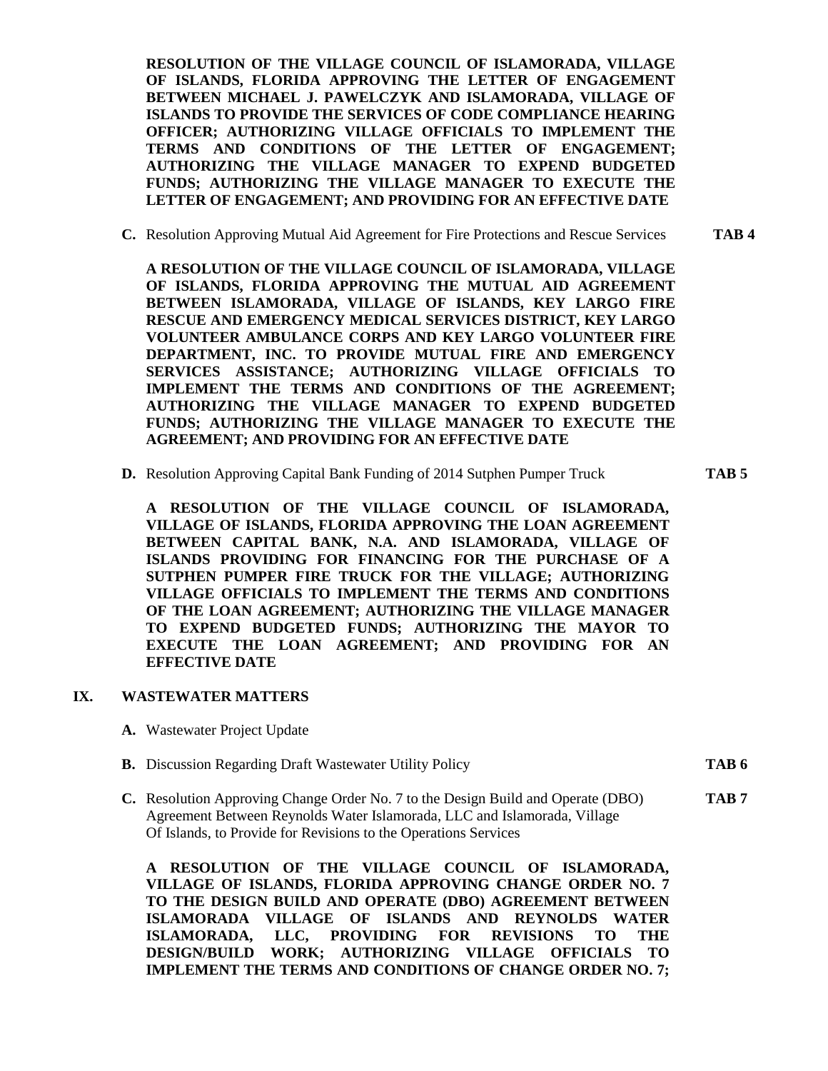**RESOLUTION OF THE VILLAGE COUNCIL OF ISLAMORADA, VILLAGE OF ISLANDS, FLORIDA APPROVING THE LETTER OF ENGAGEMENT BETWEEN MICHAEL J. PAWELCZYK AND ISLAMORADA, VILLAGE OF ISLANDS TO PROVIDE THE SERVICES OF CODE COMPLIANCE HEARING OFFICER; AUTHORIZING VILLAGE OFFICIALS TO IMPLEMENT THE TERMS AND CONDITIONS OF THE LETTER OF ENGAGEMENT; AUTHORIZING THE VILLAGE MANAGER TO EXPEND BUDGETED FUNDS; AUTHORIZING THE VILLAGE MANAGER TO EXECUTE THE LETTER OF ENGAGEMENT; AND PROVIDING FOR AN EFFECTIVE DATE**

**C.** Resolution Approving Mutual Aid Agreement for Fire Protections and Rescue Services **TAB 4**

**A RESOLUTION OF THE VILLAGE COUNCIL OF ISLAMORADA, VILLAGE OF ISLANDS, FLORIDA APPROVING THE MUTUAL AID AGREEMENT BETWEEN ISLAMORADA, VILLAGE OF ISLANDS, KEY LARGO FIRE RESCUE AND EMERGENCY MEDICAL SERVICES DISTRICT, KEY LARGO VOLUNTEER AMBULANCE CORPS AND KEY LARGO VOLUNTEER FIRE DEPARTMENT, INC. TO PROVIDE MUTUAL FIRE AND EMERGENCY SERVICES ASSISTANCE; AUTHORIZING VILLAGE OFFICIALS TO IMPLEMENT THE TERMS AND CONDITIONS OF THE AGREEMENT; AUTHORIZING THE VILLAGE MANAGER TO EXPEND BUDGETED FUNDS; AUTHORIZING THE VILLAGE MANAGER TO EXECUTE THE AGREEMENT; AND PROVIDING FOR AN EFFECTIVE DATE**

**D.** Resolution Approving Capital Bank Funding of 2014 Sutphen Pumper Truck **TAB 5**

**A RESOLUTION OF THE VILLAGE COUNCIL OF ISLAMORADA, VILLAGE OF ISLANDS, FLORIDA APPROVING THE LOAN AGREEMENT BETWEEN CAPITAL BANK, N.A. AND ISLAMORADA, VILLAGE OF ISLANDS PROVIDING FOR FINANCING FOR THE PURCHASE OF A SUTPHEN PUMPER FIRE TRUCK FOR THE VILLAGE; AUTHORIZING VILLAGE OFFICIALS TO IMPLEMENT THE TERMS AND CONDITIONS OF THE LOAN AGREEMENT; AUTHORIZING THE VILLAGE MANAGER TO EXPEND BUDGETED FUNDS; AUTHORIZING THE MAYOR TO EXECUTE THE LOAN AGREEMENT; AND PROVIDING FOR AN EFFECTIVE DATE**

## IX. WASTEWATER MATTERS

**A.** Wastewater Project Update

**B.** Discussion Regarding Draft Wastewater Utility Policy **TAB 6**

**C.** Resolution Approving Change Order No. 7 to the Design Build and Operate (DBO) Agreement Between Reynolds Water Islamorada, LLC and Islamorada, Village Of Islands, to Provide for Revisions to the Operations Services **TAB 7**

**A RESOLUTION OF THE VILLAGE COUNCIL OF ISLAMORADA, VILLAGE OF ISLANDS, FLORIDA APPROVING CHANGE ORDER NO. 7 TO THE DESIGN BUILD AND OPERATE (DBO) AGREEMENT BETWEEN ISLAMORADA VILLAGE OF ISLANDS AND REYNOLDS WATER ISLAMORADA, LLC, PROVIDING FOR REVISIONS TO THE DESIGN/BUILD WORK; AUTHORIZING VILLAGE OFFICIALS TO IMPLEMENT THE TERMS AND CONDITIONS OF CHANGE ORDER NO. 7;**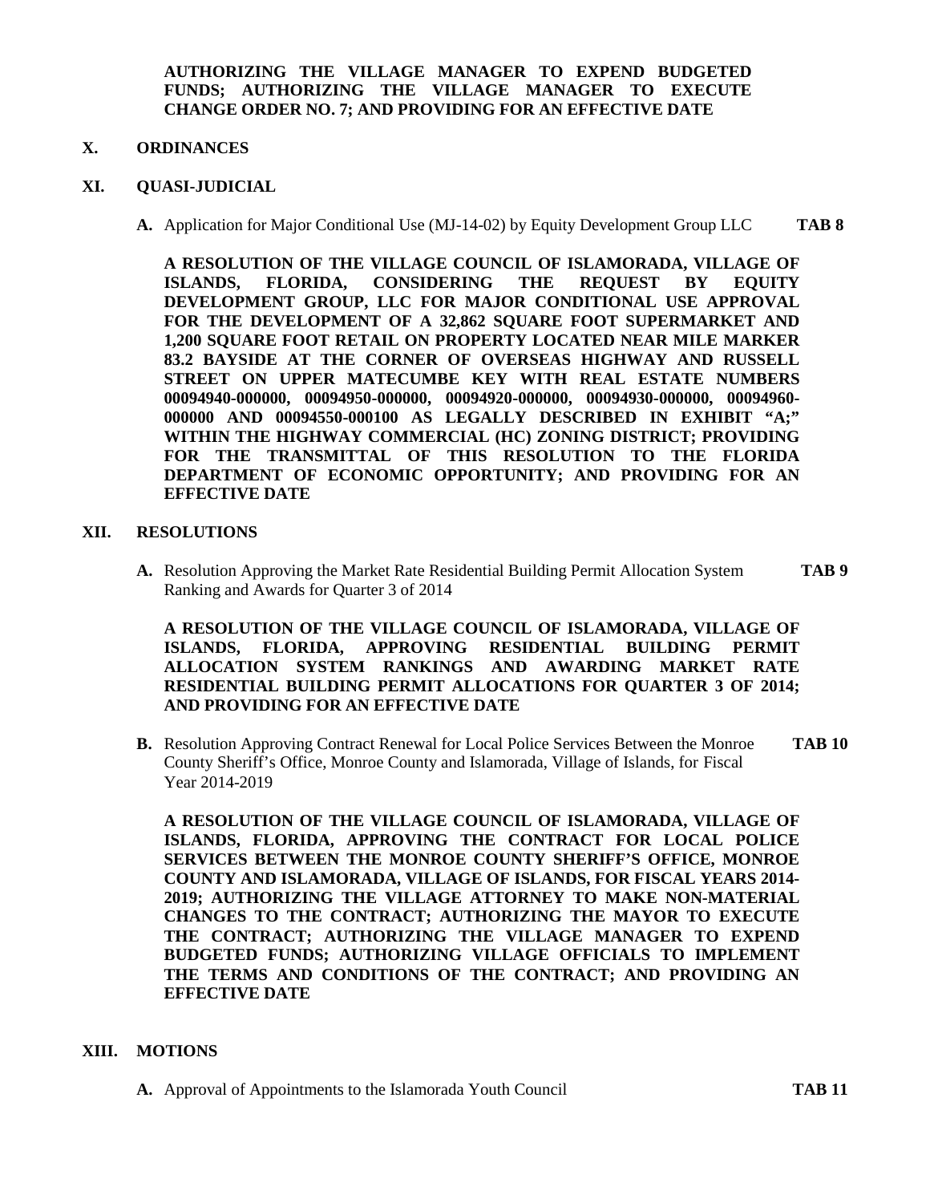**AUTHORIZING THE VILLAGE MANAGER TO EXPEND BUDGETED FUNDS; AUTHORIZING THE VILLAGE MANAGER TO EXECUTE CHANGE ORDER NO. 7; AND PROVIDING FOR AN EFFECTIVE DATE**

## X. ORDINANCES

## XI. QUASI-JUDICIAL

**A.** Application for Major Conditional Use (MJ-14-02) by Equity Development Group LLC **TAB 8**

**A RESOLUTION OF THE VILLAGE COUNCIL OF ISLAMORADA, VILLAGE OF ISLANDS, FLORIDA, CONSIDERING THE REQUEST BY EQUITY DEVELOPMENT GROUP, LLC FOR MAJOR CONDITIONAL USE APPROVAL FOR THE DEVELOPMENT OF A 32,862 SQUARE FOOT SUPERMARKET AND 1,200 SQUARE FOOT RETAIL ON PROPERTY LOCATED NEAR MILE MARKER 83.2 BAYSIDE AT THE CORNER OF OVERSEAS HIGHWAY AND RUSSELL STREET ON UPPER MATECUMBE KEY WITH REAL ESTATE NUMBERS 00094940-000000, 00094950-000000, 00094920-000000, 00094930-000000, 00094960-000000 AND 00094550-000100 AS LEGALLY DESCRIBED IN EXHIBIT "A;" WITHIN THE HIGHWAY COMMERCIAL (HC) ZONING DISTRICT; PROVIDING FOR THE TRANSMITTAL OF THIS RESOLUTION TO THE FLORIDA DEPARTMENT OF ECONOMIC OPPORTUNITY; AND PROVIDING FOR AN EFFECTIVE DATE**

## XII. RESOLUTIONS

**A.** Resolution Approving the Market Rate Residential Building Permit Allocation System Ranking and Awards for Quarter 3 of 2014 **TAB 9**

**A RESOLUTION OF THE VILLAGE COUNCIL OF ISLAMORADA, VILLAGE OF ISLANDS, FLORIDA, APPROVING RESIDENTIAL BUILDING PERMIT ALLOCATION SYSTEM RANKINGS AND AWARDING MARKET RATE RESIDENTIAL BUILDING PERMIT ALLOCATIONS FOR QUARTER 3 OF 2014; AND PROVIDING FOR AN EFFECTIVE DATE**

**B.** Resolution Approving Contract Renewal for Local Police Services Between the Monroe County Sheriff's Office, Monroe County and Islamorada, Village of Islands, for Fiscal Year 2014-2019 **TAB 10**

**A RESOLUTION OF THE VILLAGE COUNCIL OF ISLAMORADA, VILLAGE OF ISLANDS, FLORIDA, APPROVING THE CONTRACT FOR LOCAL POLICE SERVICES BETWEEN THE MONROE COUNTY SHERIFF'S OFFICE, MONROE COUNTY AND ISLAMORADA, VILLAGE OF ISLANDS, FOR FISCAL YEARS 2014-2019; AUTHORIZING THE VILLAGE ATTORNEY TO MAKE NON-MATERIAL CHANGES TO THE CONTRACT; AUTHORIZING THE MAYOR TO EXECUTE THE CONTRACT; AUTHORIZING THE VILLAGE MANAGER TO EXPEND BUDGETED FUNDS; AUTHORIZING VILLAGE OFFICIALS TO IMPLEMENT THE TERMS AND CONDITIONS OF THE CONTRACT; AND PROVIDING AN EFFECTIVE DATE**

## XIII. MOTIONS

**A.** Approval of Appointments to the Islamorada Youth Council **TAB 11**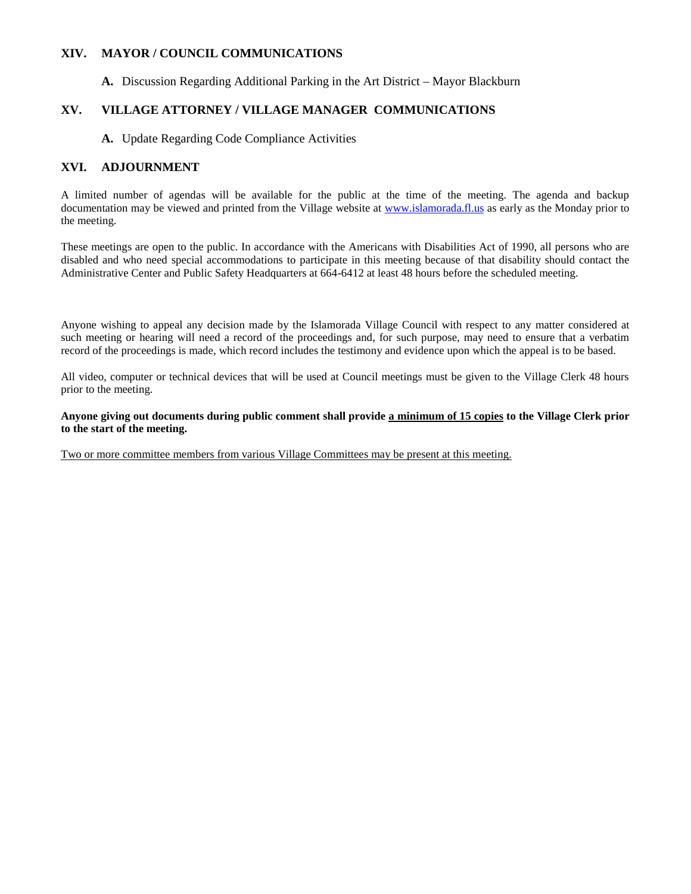## XIV. MAYOR / COUNCIL COMMUNICATIONS

**A.** Discussion Regarding Additional Parking in the Art District – Mayor Blackburn

## XV. VILLAGE ATTORNEY / VILLAGE MANAGER COMMUNICATIONS

**A.** Update Regarding Code Compliance Activities

## XVI. ADJOURNMENT

A limited number of agendas will be available for the public at the time of the meeting. The agenda and backup documentation may be viewed and printed from the Village website at www.islamorada.fl.us as early as the Monday prior to the meeting.

These meetings are open to the public. In accordance with the Americans with Disabilities Act of 1990, all persons who are disabled and who need special accommodations to participate in this meeting because of that disability should contact the Administrative Center and Public Safety Headquarters at 664-6412 at least 48 hours before the scheduled meeting.

Anyone wishing to appeal any decision made by the Islamorada Village Council with respect to any matter considered at such meeting or hearing will need a record of the proceedings and, for such purpose, may need to ensure that a verbatim record of the proceedings is made, which record includes the testimony and evidence upon which the appeal is to be based.

All video, computer or technical devices that will be used at Council meetings must be given to the Village Clerk 48 hours prior to the meeting.

**Anyone giving out documents during public comment shall provide <u>a minimum of 15 copies</u> to the Village Clerk prior to the start of the meeting.**

<u>Two or more committee members from various Village Committees may be present at this meeting.</u>